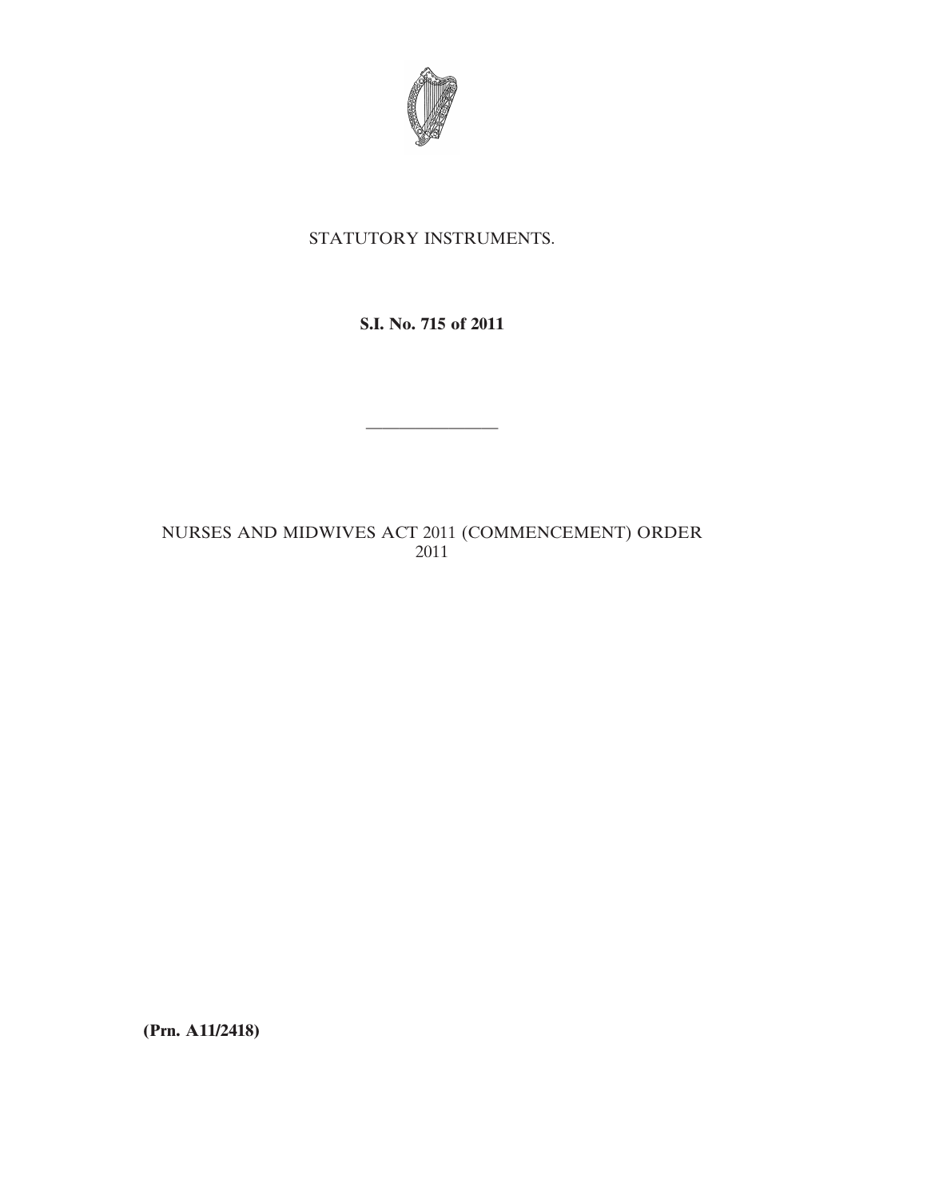STATUTORY INSTRUMENTS.

**S.I. No. 715 of 2011**

---

NURSES AND MIDWIVES ACT 2011 (COMMENCEMENT) ORDER 2011

**(Prn. A11/2418)**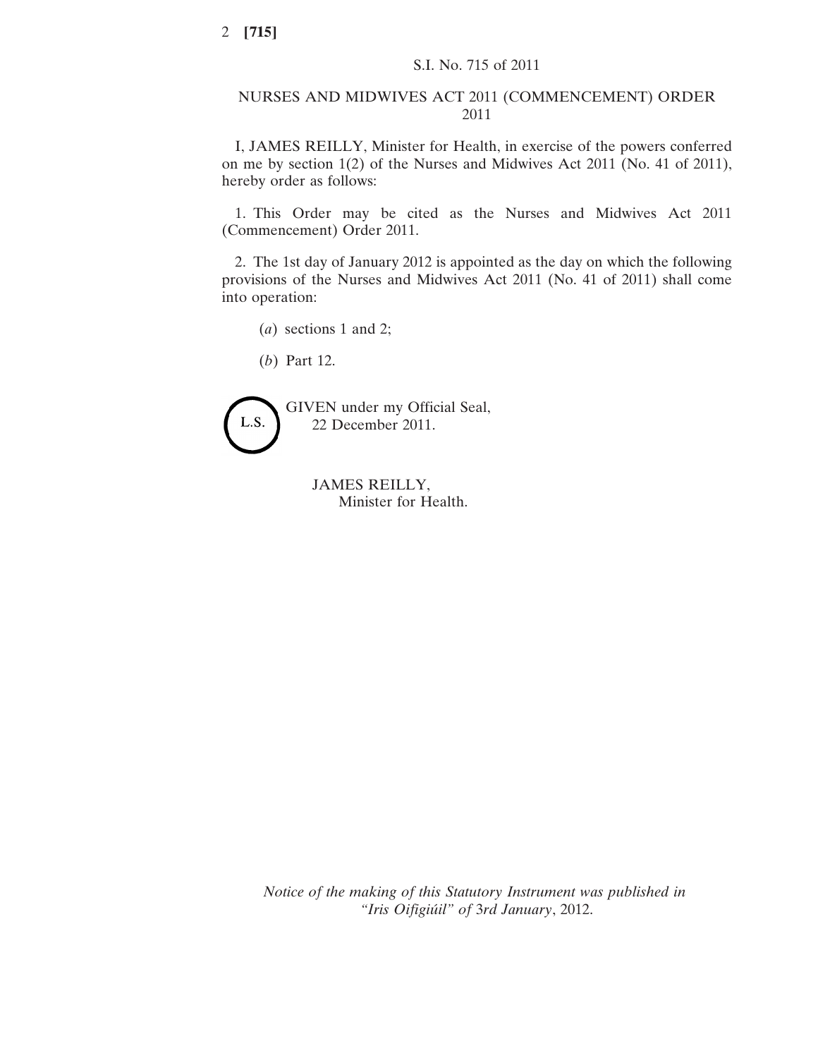S.I. No. 715 of 2011

# NURSES AND MIDWIVES ACT 2011 (COMMENCEMENT) ORDER 2011

I, JAMES REILLY, Minister for Health, in exercise of the powers conferred on me by section 1(2) of the Nurses and Midwives Act 2011 (No. 41 of 2011), hereby order as follows:

1. This Order may be cited as the Nurses and Midwives Act 2011 (Commencement) Order 2011.

2. The 1st day of January 2012 is appointed as the day on which the following provisions of the Nurses and Midwives Act 2011 (No. 41 of 2011) shall come into operation:

(*a*) sections 1 and 2;

(*b*) Part 12.

L.S.

GIVEN under my Official Seal,
22 December 2011.

JAMES REILLY,
Minister for Health.

*Notice of the making of this Statutory Instrument was published in "Iris Oifigiúil" of* 3*rd January*, 2012.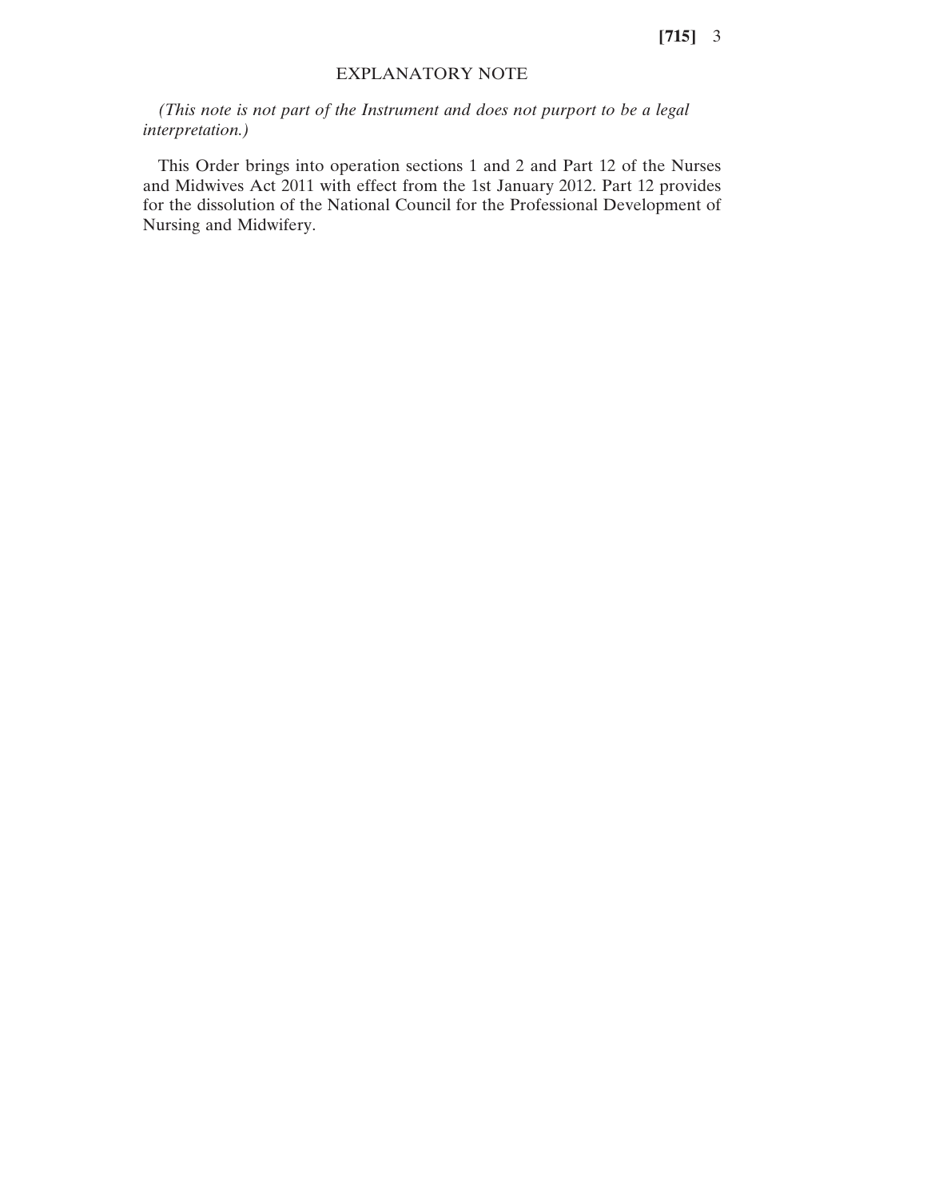## EXPLANATORY NOTE

*(This note is not part of the Instrument and does not purport to be a legal interpretation.)*

This Order brings into operation sections 1 and 2 and Part 12 of the Nurses and Midwives Act 2011 with effect from the 1st January 2012. Part 12 provides for the dissolution of the National Council for the Professional Development of Nursing and Midwifery.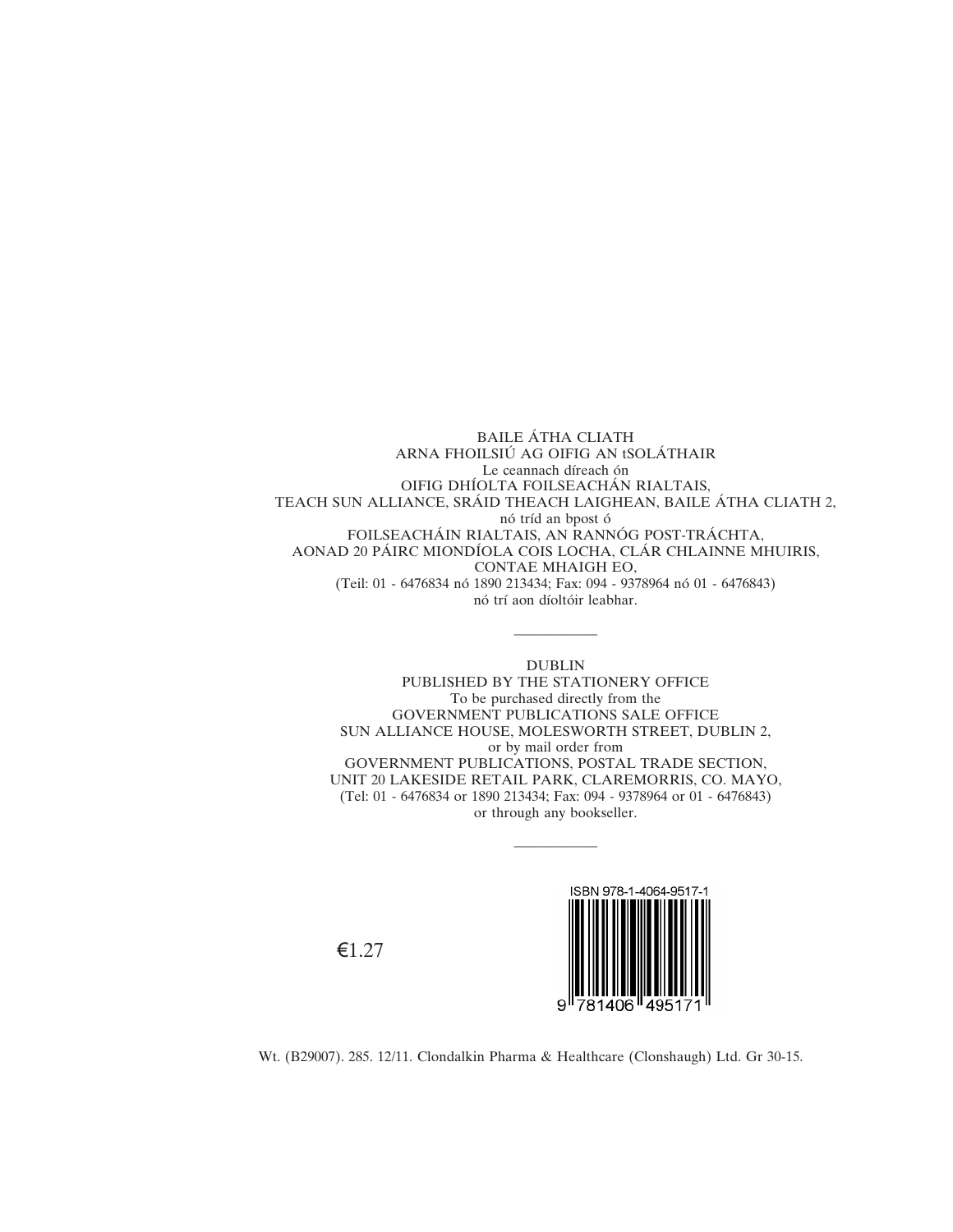BAILE ÁTHA CLIATH
ARNA FHOILSIÚ AG OIFIG AN tSOLÁTHAIR
Le ceannach díreach ón
OIFIG DHÍOLTA FOILSEACHÁN RIALTAIS,
TEACH SUN ALLIANCE, SRÁID THEACH LAIGHEAN, BAILE ÁTHA CLIATH 2,
nó tríd an bpost ó
FOILSEACHÁIN RIALTAIS, AN RANNÓG POST-TRÁCHTA,
AONAD 20 PÁIRC MIONDÍOLA COIS LOCHA, CLÁR CHLAINNE MHUIRIS,
CONTAE MHAIGH EO,
(Teil: 01 - 6476834 nó 1890 213434; Fax: 094 - 9378964 nó 01 - 6476843)
nó trí aon díoltóir leabhar.

---

DUBLIN
PUBLISHED BY THE STATIONERY OFFICE
To be purchased directly from the
GOVERNMENT PUBLICATIONS SALE OFFICE
SUN ALLIANCE HOUSE, MOLESWORTH STREET, DUBLIN 2,
or by mail order from
GOVERNMENT PUBLICATIONS, POSTAL TRADE SECTION,
UNIT 20 LAKESIDE RETAIL PARK, CLAREMORRIS, CO. MAYO,
(Tel: 01 - 6476834 or 1890 213434; Fax: 094 - 9378964 or 01 - 6476843)
or through any bookseller.

---

€1.27

ISBN 978-1-4064-9517-1

9 781406 495171

Wt. (B29007). 285. 12/11. Clondalkin Pharma & Healthcare (Clonshaugh) Ltd. Gr 30-15.